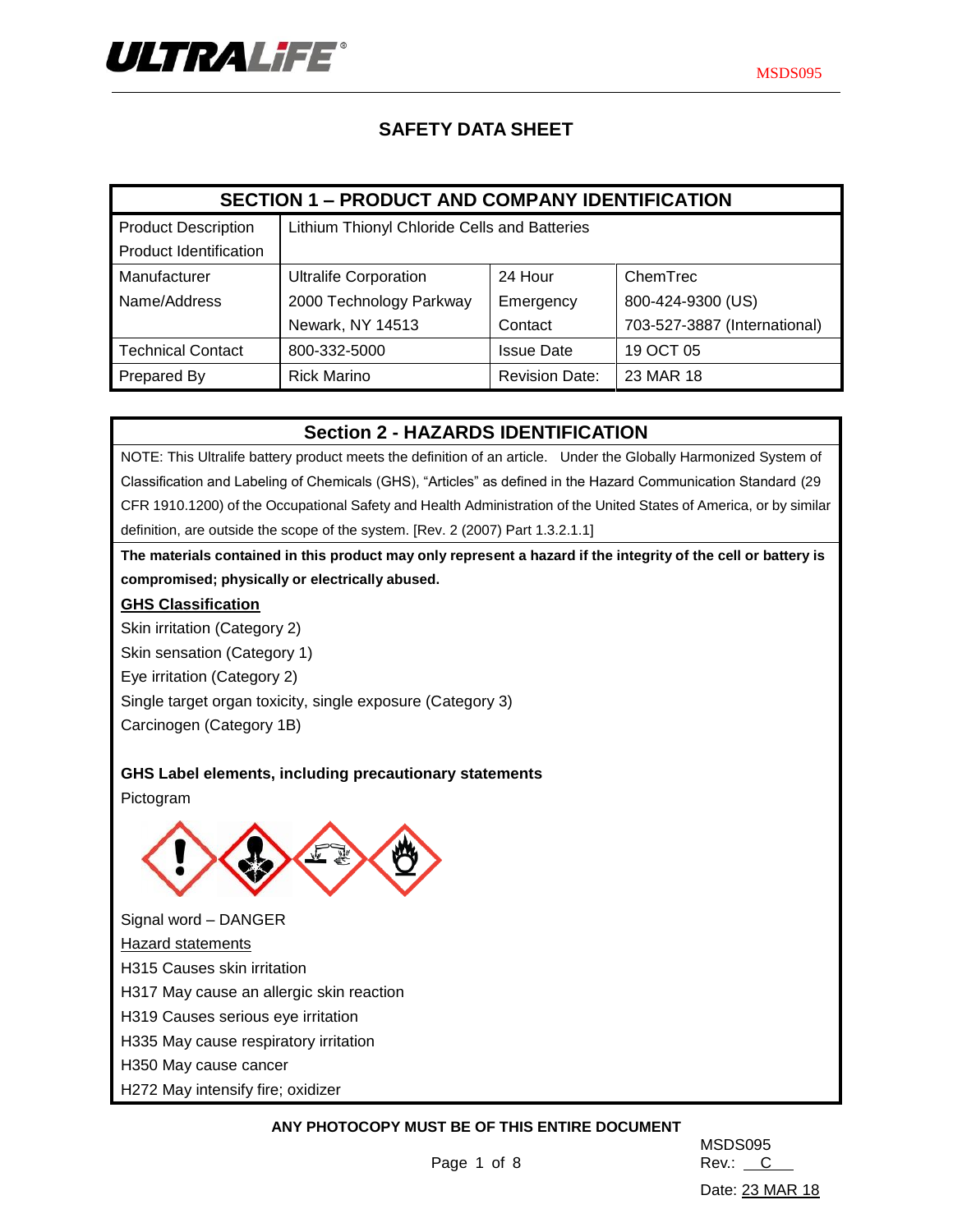# SAFETY DATA SHEET

| SECTION 1 – PRODUCT AND COMPANY IDENTIFICATION | | | |
|---|---|---|---|
| Product Description<br>Product Identification | Lithium Thionyl Chloride Cells and Batteries | | |
| Manufacturer Name/Address | Ultralife Corporation<br>2000 Technology Parkway<br>Newark, NY 14513 | 24 Hour Emergency Contact | ChemTrec<br>800-424-9300 (US)<br>703-527-3887 (International) |
| Technical Contact | 800-332-5000 | Issue Date | 19 OCT 05 |
| Prepared By | Rick Marino | Revision Date: | 23 MAR 18 |

## Section 2 - HAZARDS IDENTIFICATION

NOTE: This Ultralife battery product meets the definition of an article. Under the Globally Harmonized System of Classification and Labeling of Chemicals (GHS), "Articles" as defined in the Hazard Communication Standard (29 CFR 1910.1200) of the Occupational Safety and Health Administration of the United States of America, or by similar definition, are outside the scope of the system. [Rev. 2 (2007) Part 1.3.2.1.1]

**The materials contained in this product may only represent a hazard if the integrity of the cell or battery is compromised; physically or electrically abused.**

**GHS Classification**

Skin irritation (Category 2)
Skin sensation (Category 1)
Eye irritation (Category 2)
Single target organ toxicity, single exposure (Category 3)
Carcinogen (Category 1B)

**GHS Label elements, including precautionary statements**

Pictogram

Signal word – DANGER

Hazard statements

H315 Causes skin irritation
H317 May cause an allergic skin reaction
H319 Causes serious eye irritation
H335 May cause respiratory irritation
H350 May cause cancer
H272 May intensify fire; oxidizer

**ANY PHOTOCOPY MUST BE OF THIS ENTIRE DOCUMENT**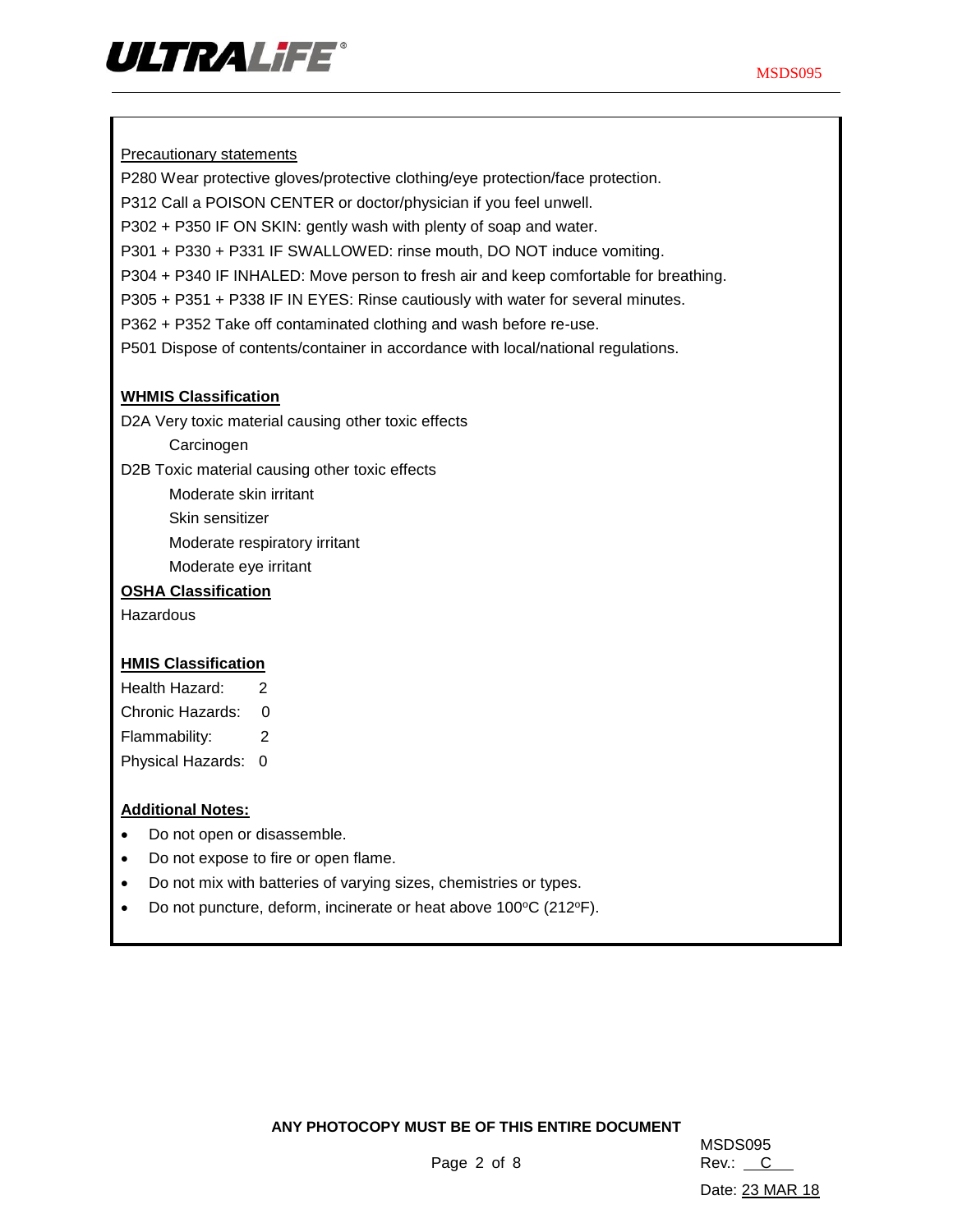Precautionary statements

P280 Wear protective gloves/protective clothing/eye protection/face protection.

P312 Call a POISON CENTER or doctor/physician if you feel unwell.

P302 + P350 IF ON SKIN: gently wash with plenty of soap and water.

P301 + P330 + P331 IF SWALLOWED: rinse mouth, DO NOT induce vomiting.

P304 + P340 IF INHALED: Move person to fresh air and keep comfortable for breathing.

P305 + P351 + P338 IF IN EYES: Rinse cautiously with water for several minutes.

P362 + P352 Take off contaminated clothing and wash before re-use.

P501 Dispose of contents/container in accordance with local/national regulations.

**WHMIS Classification**

D2A Very toxic material causing other toxic effects

- Carcinogen

D2B Toxic material causing other toxic effects

- Moderate skin irritant
- Skin sensitizer
- Moderate respiratory irritant
- Moderate eye irritant

**OSHA Classification**

Hazardous

**HMIS Classification**

Health Hazard: 2

Chronic Hazards: 0

Flammability: 2

Physical Hazards: 0

**Additional Notes:**

- Do not open or disassemble.
- Do not expose to fire or open flame.
- Do not mix with batteries of varying sizes, chemistries or types.
- Do not puncture, deform, incinerate or heat above 100°C (212°F).

**ANY PHOTOCOPY MUST BE OF THIS ENTIRE DOCUMENT**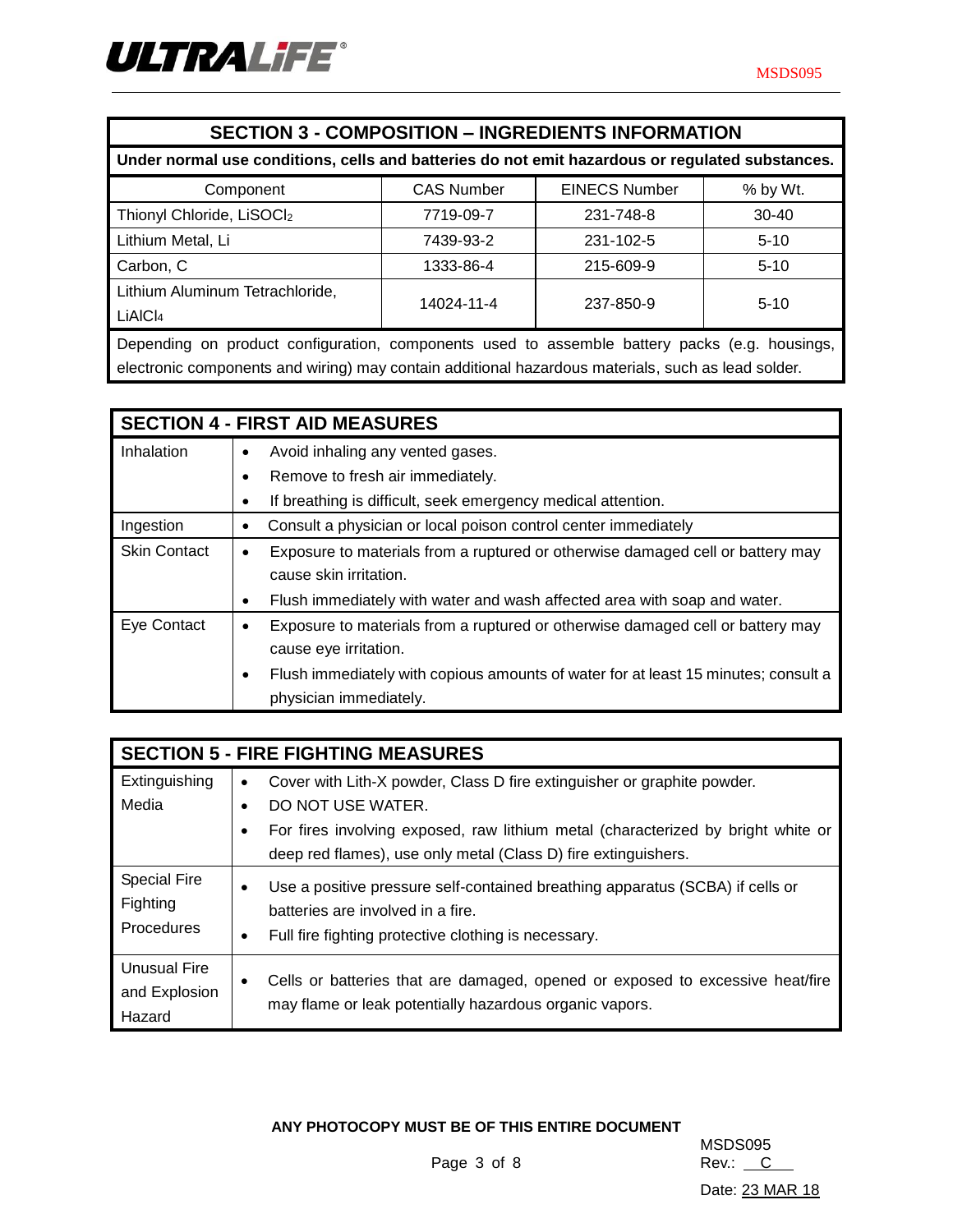## SECTION 3 - COMPOSITION – INGREDIENTS INFORMATION

**Under normal use conditions, cells and batteries do not emit hazardous or regulated substances.**

| Component | CAS Number | EINECS Number | % by Wt. |
|---|---|---|---|
| Thionyl Chloride, $LiSOCl_2$ | 7719-09-7 | 231-748-8 | 30-40 |
| Lithium Metal, Li | 7439-93-2 | 231-102-5 | 5-10 |
| Carbon, C | 1333-86-4 | 215-609-9 | 5-10 |
| Lithium Aluminum Tetrachloride, $LiAlCl_4$ | 14024-11-4 | 237-850-9 | 5-10 |

Depending on product configuration, components used to assemble battery packs (e.g. housings, electronic components and wiring) may contain additional hazardous materials, such as lead solder.

## SECTION 4 - FIRST AID MEASURES

| | |
|---|---|
| Inhalation | • Avoid inhaling any vented gases.<br>• Remove to fresh air immediately.<br>• If breathing is difficult, seek emergency medical attention. |
| Ingestion | • Consult a physician or local poison control center immediately |
| Skin Contact | • Exposure to materials from a ruptured or otherwise damaged cell or battery may cause skin irritation.<br>• Flush immediately with water and wash affected area with soap and water. |
| Eye Contact | • Exposure to materials from a ruptured or otherwise damaged cell or battery may cause eye irritation.<br>• Flush immediately with copious amounts of water for at least 15 minutes; consult a physician immediately. |

## SECTION 5 - FIRE FIGHTING MEASURES

| | |
|---|---|
| Extinguishing Media | • Cover with Lith-X powder, Class D fire extinguisher or graphite powder.<br>• DO NOT USE WATER.<br>• For fires involving exposed, raw lithium metal (characterized by bright white or deep red flames), use only metal (Class D) fire extinguishers. |
| Special Fire Fighting Procedures | • Use a positive pressure self-contained breathing apparatus (SCBA) if cells or batteries are involved in a fire.<br>• Full fire fighting protective clothing is necessary. |
| Unusual Fire and Explosion Hazard | • Cells or batteries that are damaged, opened or exposed to excessive heat/fire may flame or leak potentially hazardous organic vapors. |

**ANY PHOTOCOPY MUST BE OF THIS ENTIRE DOCUMENT**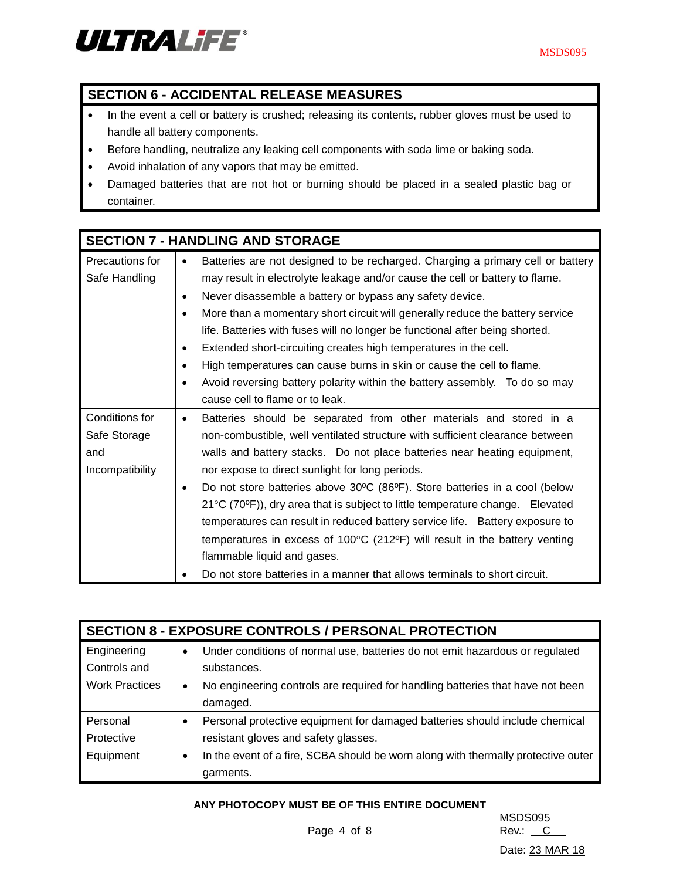## SECTION 6 - ACCIDENTAL RELEASE MEASURES

- In the event a cell or battery is crushed; releasing its contents, rubber gloves must be used to handle all battery components.
- Before handling, neutralize any leaking cell components with soda lime or baking soda.
- Avoid inhalation of any vapors that may be emitted.
- Damaged batteries that are not hot or burning should be placed in a sealed plastic bag or container.

## SECTION 7 - HANDLING AND STORAGE

| | |
|---|---|
| Precautions for Safe Handling | • Batteries are not designed to be recharged. Charging a primary cell or battery may result in electrolyte leakage and/or cause the cell or battery to flame.<br>• Never disassemble a battery or bypass any safety device.<br>• More than a momentary short circuit will generally reduce the battery service life. Batteries with fuses will no longer be functional after being shorted.<br>• Extended short-circuiting creates high temperatures in the cell.<br>• High temperatures can cause burns in skin or cause the cell to flame.<br>• Avoid reversing battery polarity within the battery assembly. To do so may cause cell to flame or to leak. |
| Conditions for Safe Storage and Incompatibility | • Batteries should be separated from other materials and stored in a non-combustible, well ventilated structure with sufficient clearance between walls and battery stacks. Do not place batteries near heating equipment, nor expose to direct sunlight for long periods.<br>• Do not store batteries above 30ºC (86ºF). Store batteries in a cool (below 21°C (70ºF)), dry area that is subject to little temperature change. Elevated temperatures can result in reduced battery service life. Battery exposure to temperatures in excess of 100°C (212ºF) will result in the battery venting flammable liquid and gases.<br>• Do not store batteries in a manner that allows terminals to short circuit. |

## SECTION 8 - EXPOSURE CONTROLS / PERSONAL PROTECTION

| | |
|---|---|
| Engineering Controls and Work Practices | • Under conditions of normal use, batteries do not emit hazardous or regulated substances.<br>• No engineering controls are required for handling batteries that have not been damaged. |
| Personal Protective Equipment | • Personal protective equipment for damaged batteries should include chemical resistant gloves and safety glasses.<br>• In the event of a fire, SCBA should be worn along with thermally protective outer garments. |

**ANY PHOTOCOPY MUST BE OF THIS ENTIRE DOCUMENT**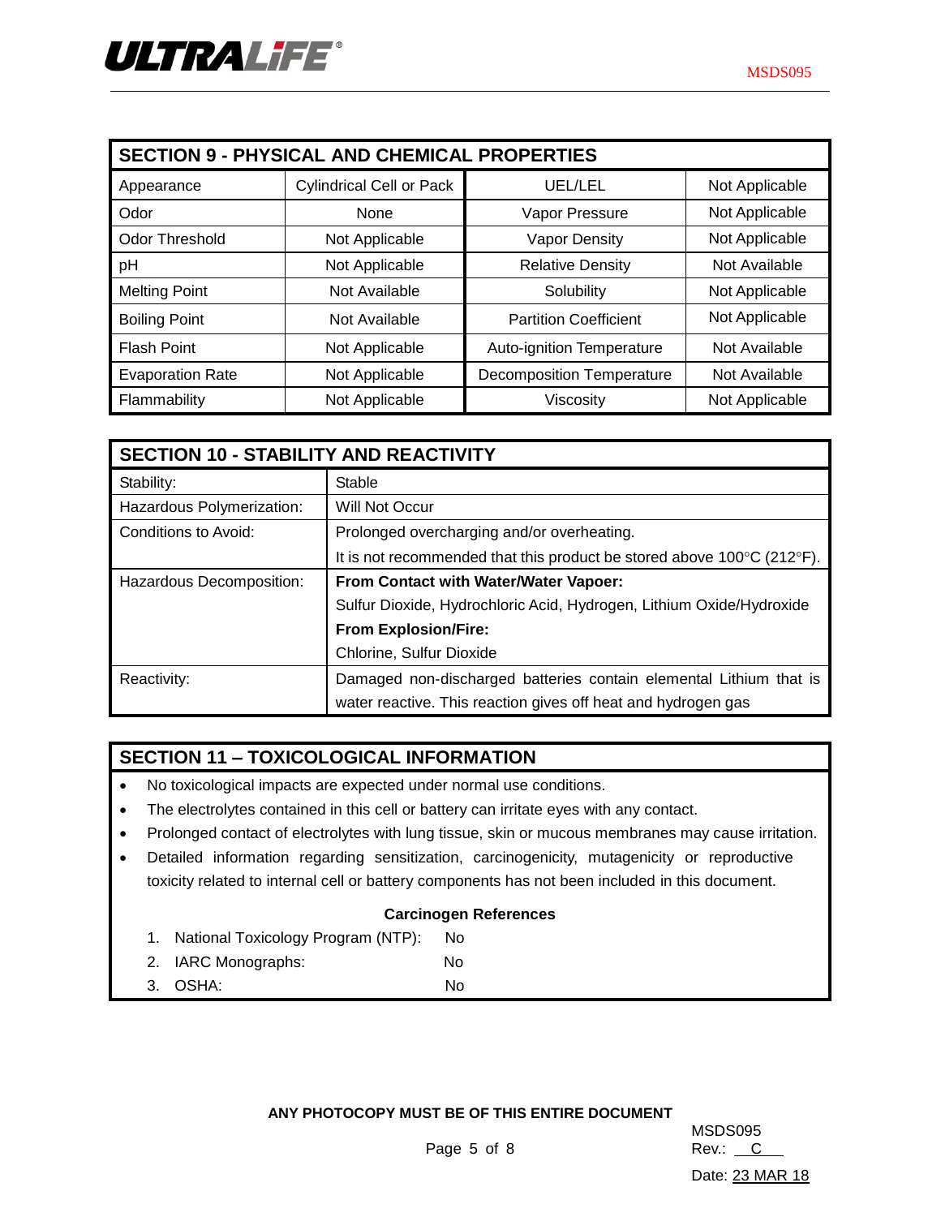## SECTION 9 - PHYSICAL AND CHEMICAL PROPERTIES

| Appearance | Cylindrical Cell or Pack | UEL/LEL | Not Applicable |
|---|---|---|---|
| Odor | None | Vapor Pressure | Not Applicable |
| Odor Threshold | Not Applicable | Vapor Density | Not Applicable |
| pH | Not Applicable | Relative Density | Not Available |
| Melting Point | Not Available | Solubility | Not Applicable |
| Boiling Point | Not Available | Partition Coefficient | Not Applicable |
| Flash Point | Not Applicable | Auto-ignition Temperature | Not Available |
| Evaporation Rate | Not Applicable | Decomposition Temperature | Not Available |
| Flammability | Not Applicable | Viscosity | Not Applicable |

## SECTION 10 - STABILITY AND REACTIVITY

| Stability: | Stable |
|---|---|
| Hazardous Polymerization: | Will Not Occur |
| Conditions to Avoid: | Prolonged overcharging and/or overheating.<br>It is not recommended that this product be stored above 100°C (212°F). |
| Hazardous Decomposition: | **From Contact with Water/Water Vapoer:**<br>Sulfur Dioxide, Hydrochloric Acid, Hydrogen, Lithium Oxide/Hydroxide<br>**From Explosion/Fire:**<br>Chlorine, Sulfur Dioxide |
| Reactivity: | Damaged non-discharged batteries contain elemental Lithium that is water reactive. This reaction gives off heat and hydrogen gas |

## SECTION 11 – TOXICOLOGICAL INFORMATION

- No toxicological impacts are expected under normal use conditions.
- The electrolytes contained in this cell or battery can irritate eyes with any contact.
- Prolonged contact of electrolytes with lung tissue, skin or mucous membranes may cause irritation.
- Detailed information regarding sensitization, carcinogenicity, mutagenicity or reproductive toxicity related to internal cell or battery components has not been included in this document.

**Carcinogen References**

1. National Toxicology Program (NTP): No
2. IARC Monographs: No
3. OSHA: No

**ANY PHOTOCOPY MUST BE OF THIS ENTIRE DOCUMENT**

MSDS095
Rev.: C
Date: 23 MAR 18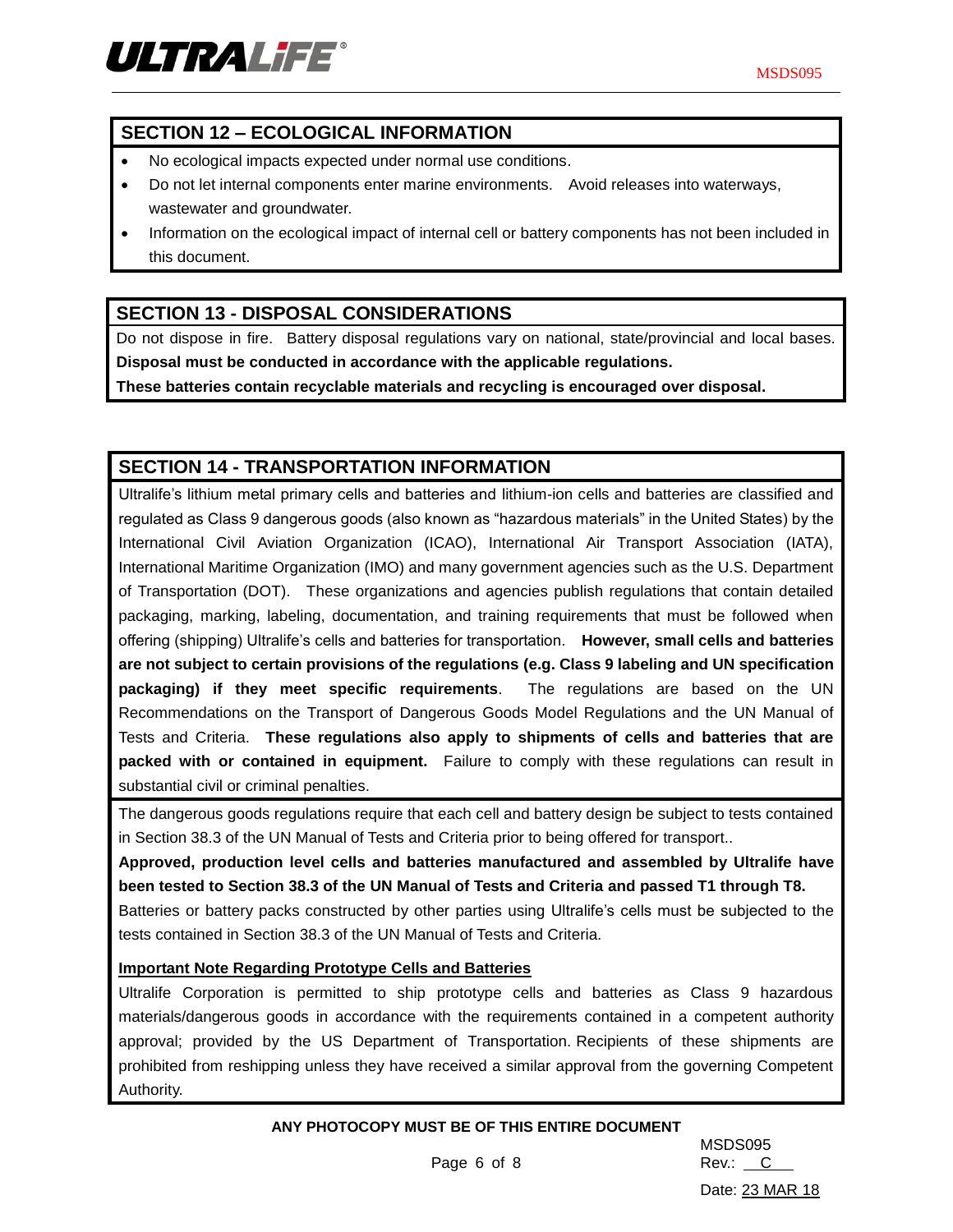## SECTION 12 – ECOLOGICAL INFORMATION

- No ecological impacts expected under normal use conditions.
- Do not let internal components enter marine environments. Avoid releases into waterways, wastewater and groundwater.
- Information on the ecological impact of internal cell or battery components has not been included in this document.

## SECTION 13 - DISPOSAL CONSIDERATIONS

Do not dispose in fire. Battery disposal regulations vary on national, state/provincial and local bases. **Disposal must be conducted in accordance with the applicable regulations.**

**These batteries contain recyclable materials and recycling is encouraged over disposal.**

## SECTION 14 - TRANSPORTATION INFORMATION

Ultralife's lithium metal primary cells and batteries and lithium-ion cells and batteries are classified and regulated as Class 9 dangerous goods (also known as "hazardous materials" in the United States) by the International Civil Aviation Organization (ICAO), International Air Transport Association (IATA), International Maritime Organization (IMO) and many government agencies such as the U.S. Department of Transportation (DOT). These organizations and agencies publish regulations that contain detailed packaging, marking, labeling, documentation, and training requirements that must be followed when offering (shipping) Ultralife's cells and batteries for transportation. **However, small cells and batteries are not subject to certain provisions of the regulations (e.g. Class 9 labeling and UN specification packaging) if they meet specific requirements**. The regulations are based on the UN Recommendations on the Transport of Dangerous Goods Model Regulations and the UN Manual of Tests and Criteria. **These regulations also apply to shipments of cells and batteries that are packed with or contained in equipment.** Failure to comply with these regulations can result in substantial civil or criminal penalties.

The dangerous goods regulations require that each cell and battery design be subject to tests contained in Section 38.3 of the UN Manual of Tests and Criteria prior to being offered for transport..

**Approved, production level cells and batteries manufactured and assembled by Ultralife have been tested to Section 38.3 of the UN Manual of Tests and Criteria and passed T1 through T8.**

Batteries or battery packs constructed by other parties using Ultralife's cells must be subjected to the tests contained in Section 38.3 of the UN Manual of Tests and Criteria.

**Important Note Regarding Prototype Cells and Batteries**

Ultralife Corporation is permitted to ship prototype cells and batteries as Class 9 hazardous materials/dangerous goods in accordance with the requirements contained in a competent authority approval; provided by the US Department of Transportation. Recipients of these shipments are prohibited from reshipping unless they have received a similar approval from the governing Competent Authority.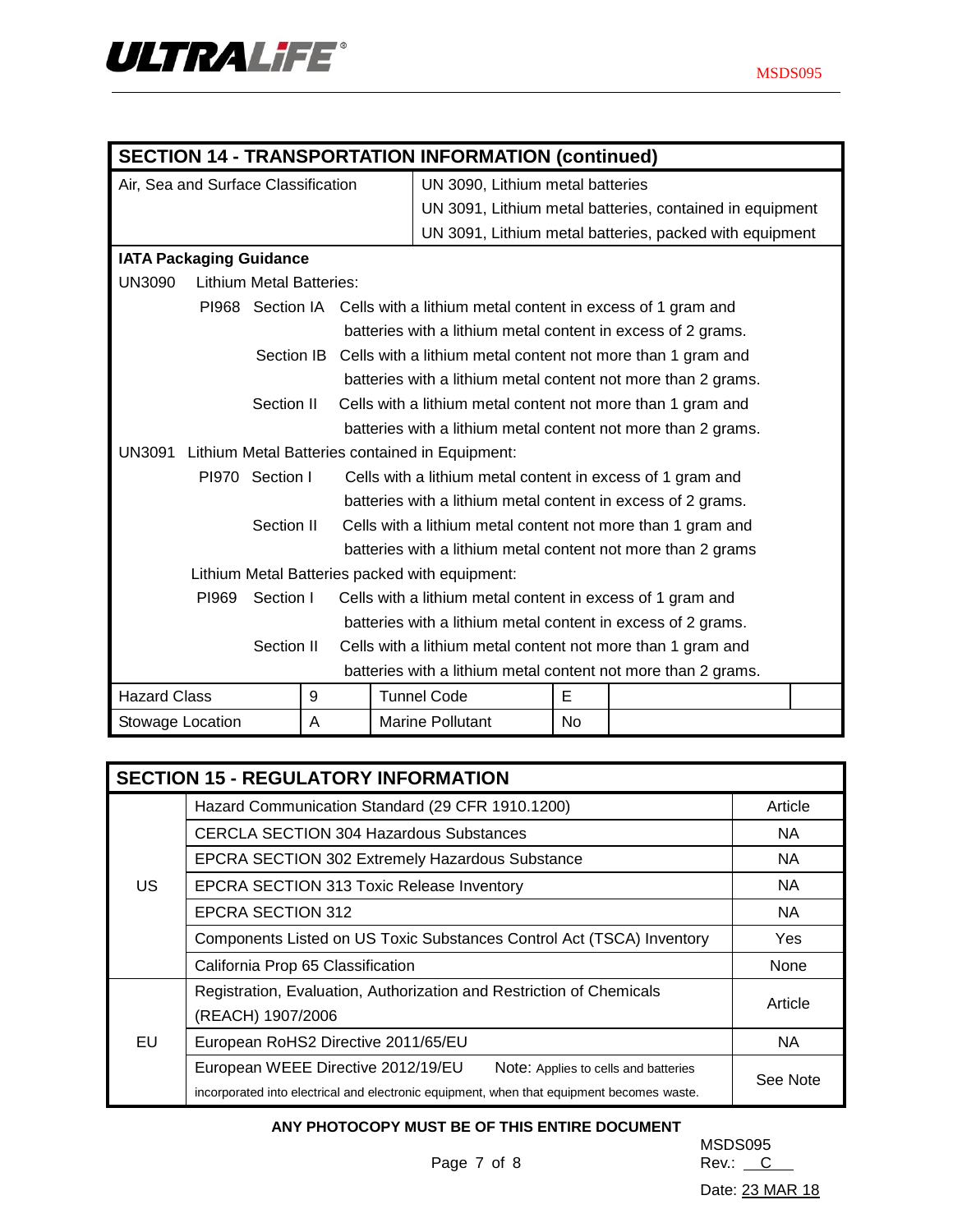## SECTION 14 - TRANSPORTATION INFORMATION (continued)

| Air, Sea and Surface Classification | UN 3090, Lithium metal batteries<br>UN 3091, Lithium metal batteries, contained in equipment<br>UN 3091, Lithium metal batteries, packed with equipment |
|---|---|

**IATA Packaging Guidance**

UN3090 Lithium Metal Batteries:

- PI968 Section IA: Cells with a lithium metal content in excess of 1 gram and batteries with a lithium metal content in excess of 2 grams.
- Section IB: Cells with a lithium metal content not more than 1 gram and batteries with a lithium metal content not more than 2 grams.
- Section II: Cells with a lithium metal content not more than 1 gram and batteries with a lithium metal content not more than 2 grams.

UN3091 Lithium Metal Batteries contained in Equipment:

- PI970 Section I: Cells with a lithium metal content in excess of 1 gram and batteries with a lithium metal content in excess of 2 grams.
- Section II: Cells with a lithium metal content not more than 1 gram and batteries with a lithium metal content not more than 2 grams

Lithium Metal Batteries packed with equipment:

- PI969 Section I: Cells with a lithium metal content in excess of 1 gram and batteries with a lithium metal content in excess of 2 grams.
- Section II: Cells with a lithium metal content not more than 1 gram and batteries with a lithium metal content not more than 2 grams.

| Hazard Class | 9 | Tunnel Code | E |
|---|---|---|---|
| Stowage Location | A | Marine Pollutant | No |

## SECTION 15 - REGULATORY INFORMATION

| | Regulation | Status |
|---|---|---|
| US | Hazard Communication Standard (29 CFR 1910.1200) | Article |
| | CERCLA SECTION 304 Hazardous Substances | NA |
| | EPCRA SECTION 302 Extremely Hazardous Substance | NA |
| | EPCRA SECTION 313 Toxic Release Inventory | NA |
| | EPCRA SECTION 312 | NA |
| | Components Listed on US Toxic Substances Control Act (TSCA) Inventory | Yes |
| | California Prop 65 Classification | None |
| EU | Registration, Evaluation, Authorization and Restriction of Chemicals (REACH) 1907/2006 | Article |
| | European RoHS2 Directive 2011/65/EU | NA |
| | European WEEE Directive 2012/19/EU Note: Applies to cells and batteries incorporated into electrical and electronic equipment, when that equipment becomes waste. | See Note |

**ANY PHOTOCOPY MUST BE OF THIS ENTIRE DOCUMENT**

MSDS095
Rev.: C
Date: 23 MAR 18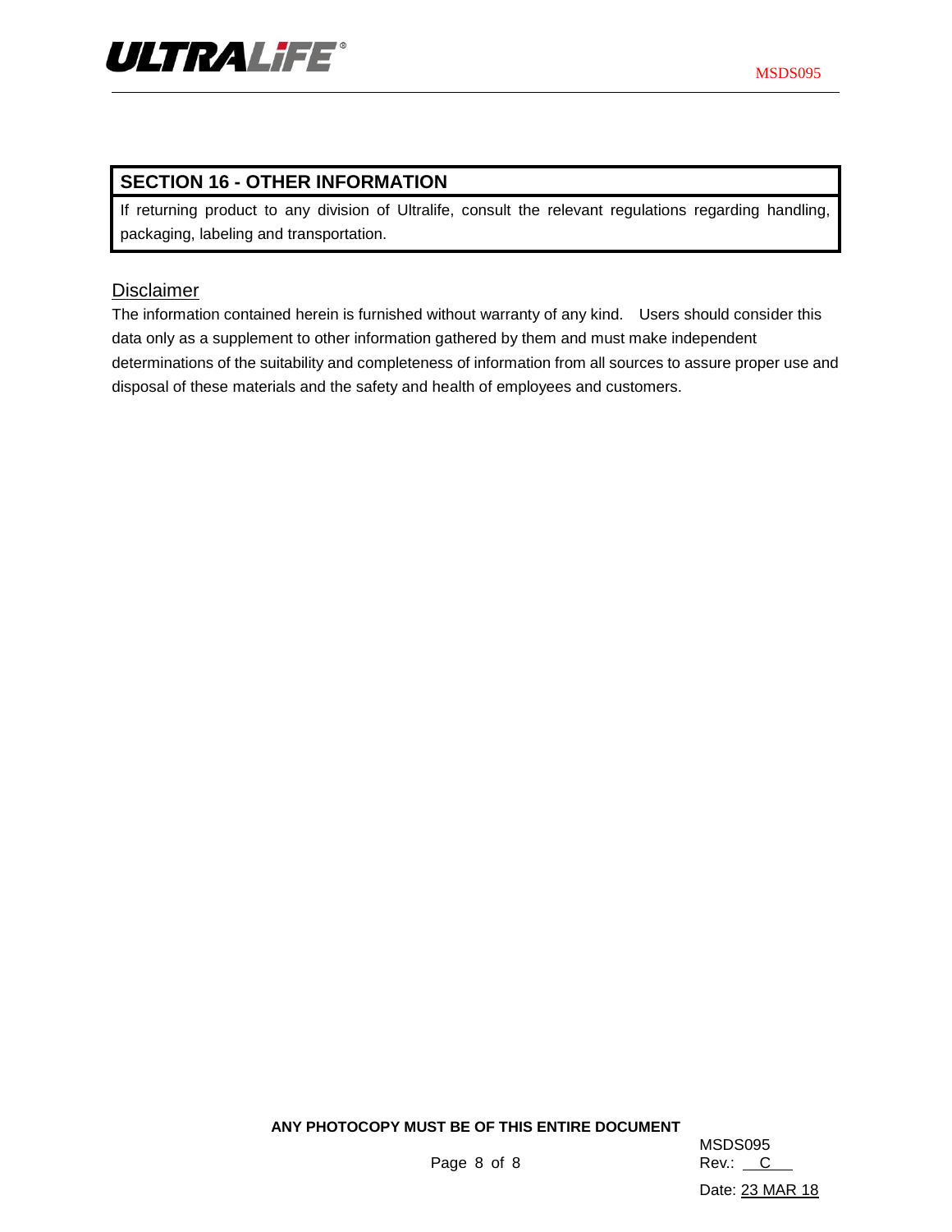## SECTION 16 - OTHER INFORMATION

If returning product to any division of Ultralife, consult the relevant regulations regarding handling, packaging, labeling and transportation.

### Disclaimer

The information contained herein is furnished without warranty of any kind. Users should consider this data only as a supplement to other information gathered by them and must make independent determinations of the suitability and completeness of information from all sources to assure proper use and disposal of these materials and the safety and health of employees and customers.

**ANY PHOTOCOPY MUST BE OF THIS ENTIRE DOCUMENT**